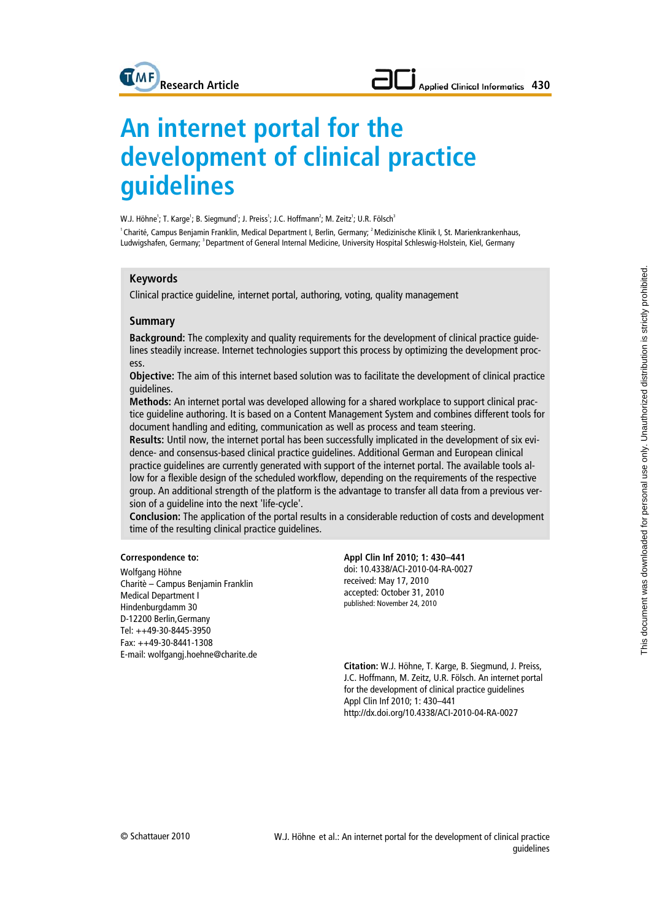Research Article

# An internet portal for the development of clinical practice guidelines

W.J. Höhne[1]; T. Karge[1]; B. Siegmund[1]; J. Preiss[1]; J.C. Hoffmann[2]; M. Zeitz[1]; U.R. Fölsch[3]

[1] Charité, Campus Benjamin Franklin, Medical Department I, Berlin, Germany; [2] Medizinische Klinik I, St. Marienkrankenhaus, Ludwigshafen, Germany; [3] Department of General Internal Medicine, University Hospital Schleswig-Holstein, Kiel, Germany

## Keywords

Clinical practice guideline, internet portal, authoring, voting, quality management

## Summary

**Background:** The complexity and quality requirements for the development of clinical practice guidelines steadily increase. Internet technologies support this process by optimizing the development process.

**Objective:** The aim of this internet based solution was to facilitate the development of clinical practice guidelines.

**Methods:** An internet portal was developed allowing for a shared workplace to support clinical practice guideline authoring. It is based on a Content Management System and combines different tools for document handling and editing, communication as well as process and team steering.

**Results:** Until now, the internet portal has been successfully implicated in the development of six evidence- and consensus-based clinical practice guidelines. Additional German and European clinical practice guidelines are currently generated with support of the internet portal. The available tools allow for a flexible design of the scheduled workflow, depending on the requirements of the respective group. An additional strength of the platform is the advantage to transfer all data from a previous version of a guideline into the next 'life-cycle'.

**Conclusion:** The application of the portal results in a considerable reduction of costs and development time of the resulting clinical practice guidelines.

**Correspondence to:**

Wolfgang Höhne
Charitè – Campus Benjamin Franklin
Medical Department I
Hindenburgdamm 30
D-12200 Berlin,Germany
Tel: ++49-30-8445-3950
Fax: ++49-30-8441-1308
E-mail: wolfgangj.hoehne@charite.de

**Appl Clin Inf 2010; 1: 430–441**
doi: 10.4338/ACI-2010-04-RA-0027
received: May 17, 2010
accepted: October 31, 2010
published: November 24, 2010

**Citation:** W.J. Höhne, T. Karge, B. Siegmund, J. Preiss, J.C. Hoffmann, M. Zeitz, U.R. Fölsch. An internet portal for the development of clinical practice guidelines
Appl Clin Inf 2010; 1: 430–441
http://dx.doi.org/10.4338/ACI-2010-04-RA-0027

© Schattauer 2010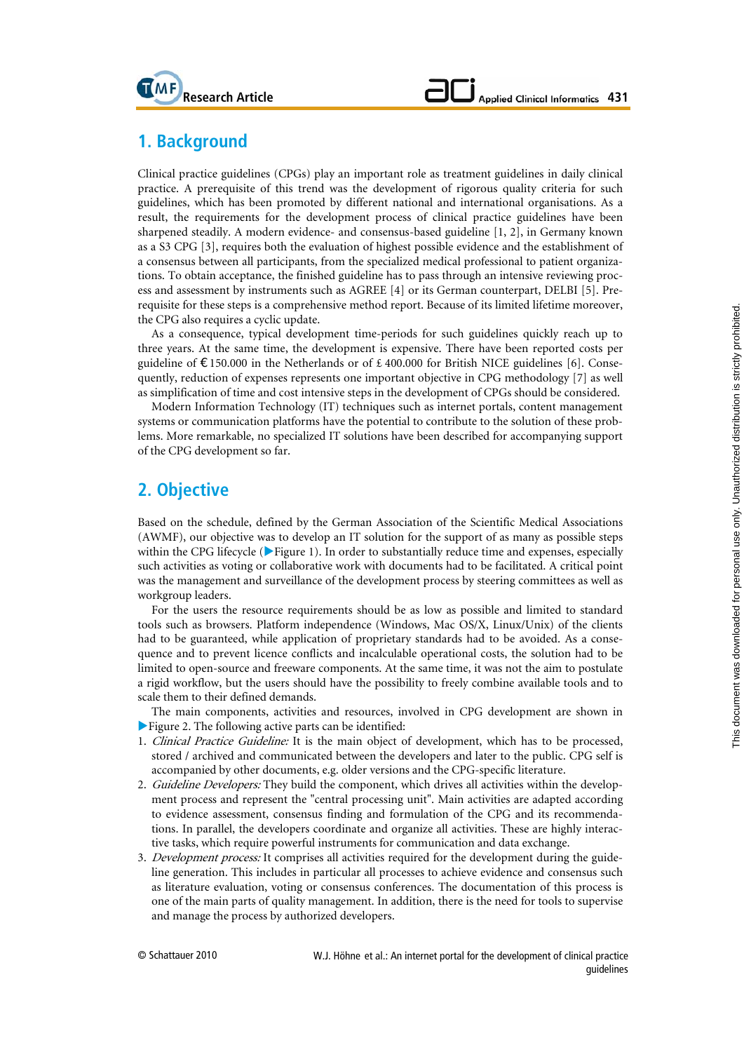## 1. Background

Clinical practice guidelines (CPGs) play an important role as treatment guidelines in daily clinical practice. A prerequisite of this trend was the development of rigorous quality criteria for such guidelines, which has been promoted by different national and international organisations. As a result, the requirements for the development process of clinical practice guidelines have been sharpened steadily. A modern evidence- and consensus-based guideline [1, 2], in Germany known as a S3 CPG [3], requires both the evaluation of highest possible evidence and the establishment of a consensus between all participants, from the specialized medical professional to patient organizations. To obtain acceptance, the finished guideline has to pass through an intensive reviewing process and assessment by instruments such as AGREE [4] or its German counterpart, DELBI [5]. Prerequisite for these steps is a comprehensive method report. Because of its limited lifetime moreover, the CPG also requires a cyclic update.

As a consequence, typical development time-periods for such guidelines quickly reach up to three years. At the same time, the development is expensive. There have been reported costs per guideline of € 150.000 in the Netherlands or of £ 400.000 for British NICE guidelines [6]. Consequently, reduction of expenses represents one important objective in CPG methodology [7] as well as simplification of time and cost intensive steps in the development of CPGs should be considered.

Modern Information Technology (IT) techniques such as internet portals, content management systems or communication platforms have the potential to contribute to the solution of these problems. More remarkable, no specialized IT solutions have been described for accompanying support of the CPG development so far.

## 2. Objective

Based on the schedule, defined by the German Association of the Scientific Medical Associations (AWMF), our objective was to develop an IT solution for the support of as many as possible steps within the CPG lifecycle (▶Figure 1). In order to substantially reduce time and expenses, especially such activities as voting or collaborative work with documents had to be facilitated. A critical point was the management and surveillance of the development process by steering committees as well as workgroup leaders.

For the users the resource requirements should be as low as possible and limited to standard tools such as browsers. Platform independence (Windows, Mac OS/X, Linux/Unix) of the clients had to be guaranteed, while application of proprietary standards had to be avoided. As a consequence and to prevent licence conflicts and incalculable operational costs, the solution had to be limited to open-source and freeware components. At the same time, it was not the aim to postulate a rigid workflow, but the users should have the possibility to freely combine available tools and to scale them to their defined demands.

The main components, activities and resources, involved in CPG development are shown in ▶Figure 2. The following active parts can be identified:

1. *Clinical Practice Guideline:* It is the main object of development, which has to be processed, stored / archived and communicated between the developers and later to the public. CPG self is accompanied by other documents, e.g. older versions and the CPG-specific literature.
2. *Guideline Developers:* They build the component, which drives all activities within the development process and represent the "central processing unit". Main activities are adapted according to evidence assessment, consensus finding and formulation of the CPG and its recommendations. In parallel, the developers coordinate and organize all activities. These are highly interactive tasks, which require powerful instruments for communication and data exchange.
3. *Development process:* It comprises all activities required for the development during the guideline generation. This includes in particular all processes to achieve evidence and consensus such as literature evaluation, voting or consensus conferences. The documentation of this process is one of the main parts of quality management. In addition, there is the need for tools to supervise and manage the process by authorized developers.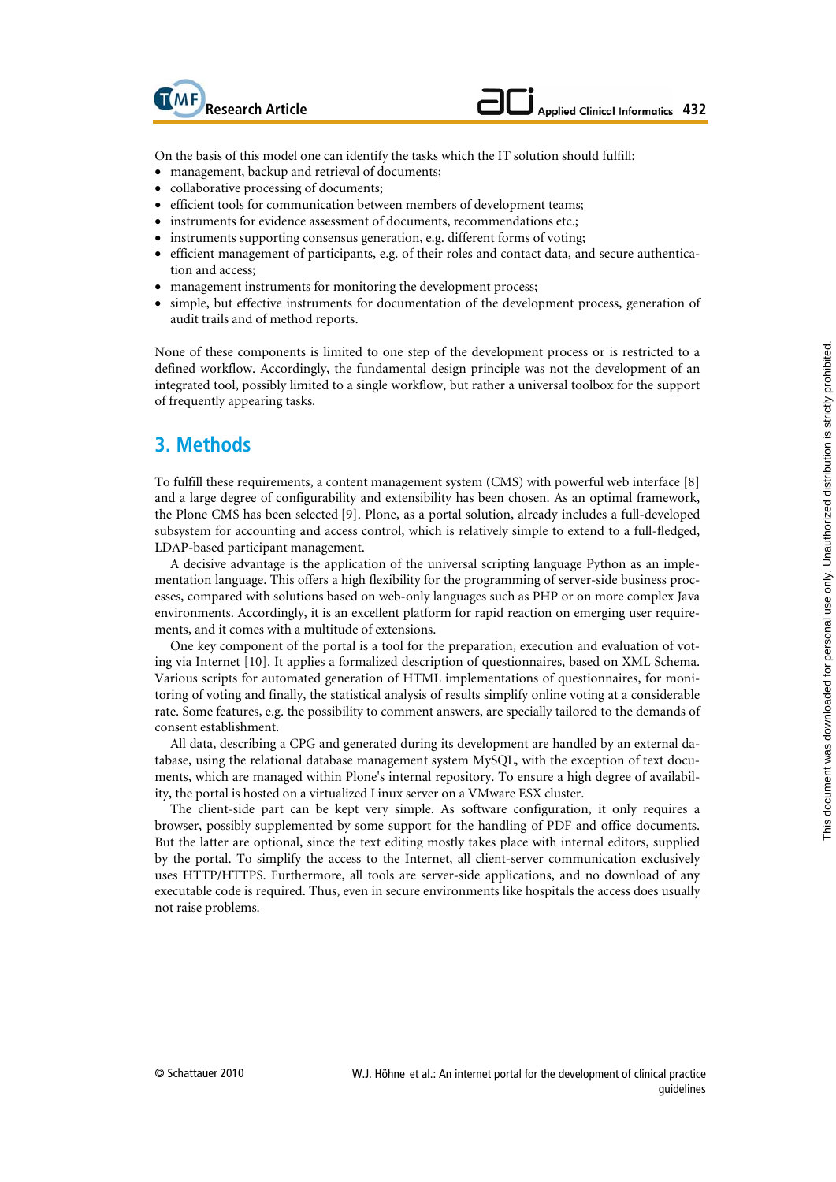On the basis of this model one can identify the tasks which the IT solution should fulfill:

- management, backup and retrieval of documents;
- collaborative processing of documents;
- efficient tools for communication between members of development teams;
- instruments for evidence assessment of documents, recommendations etc.;
- instruments supporting consensus generation, e.g. different forms of voting;
- efficient management of participants, e.g. of their roles and contact data, and secure authentication and access;
- management instruments for monitoring the development process;
- simple, but effective instruments for documentation of the development process, generation of audit trails and of method reports.

None of these components is limited to one step of the development process or is restricted to a defined workflow. Accordingly, the fundamental design principle was not the development of an integrated tool, possibly limited to a single workflow, but rather a universal toolbox for the support of frequently appearing tasks.

## 3. Methods

To fulfill these requirements, a content management system (CMS) with powerful web interface [8] and a large degree of configurability and extensibility has been chosen. As an optimal framework, the Plone CMS has been selected [9]. Plone, as a portal solution, already includes a full-developed subsystem for accounting and access control, which is relatively simple to extend to a full-fledged, LDAP-based participant management.

A decisive advantage is the application of the universal scripting language Python as an implementation language. This offers a high flexibility for the programming of server-side business processes, compared with solutions based on web-only languages such as PHP or on more complex Java environments. Accordingly, it is an excellent platform for rapid reaction on emerging user requirements, and it comes with a multitude of extensions.

One key component of the portal is a tool for the preparation, execution and evaluation of voting via Internet [10]. It applies a formalized description of questionnaires, based on XML Schema. Various scripts for automated generation of HTML implementations of questionnaires, for monitoring of voting and finally, the statistical analysis of results simplify online voting at a considerable rate. Some features, e.g. the possibility to comment answers, are specially tailored to the demands of consent establishment.

All data, describing a CPG and generated during its development are handled by an external database, using the relational database management system MySQL, with the exception of text documents, which are managed within Plone's internal repository. To ensure a high degree of availability, the portal is hosted on a virtualized Linux server on a VMware ESX cluster.

The client-side part can be kept very simple. As software configuration, it only requires a browser, possibly supplemented by some support for the handling of PDF and office documents. But the latter are optional, since the text editing mostly takes place with internal editors, supplied by the portal. To simplify the access to the Internet, all client-server communication exclusively uses HTTP/HTTPS. Furthermore, all tools are server-side applications, and no download of any executable code is required. Thus, even in secure environments like hospitals the access does usually not raise problems.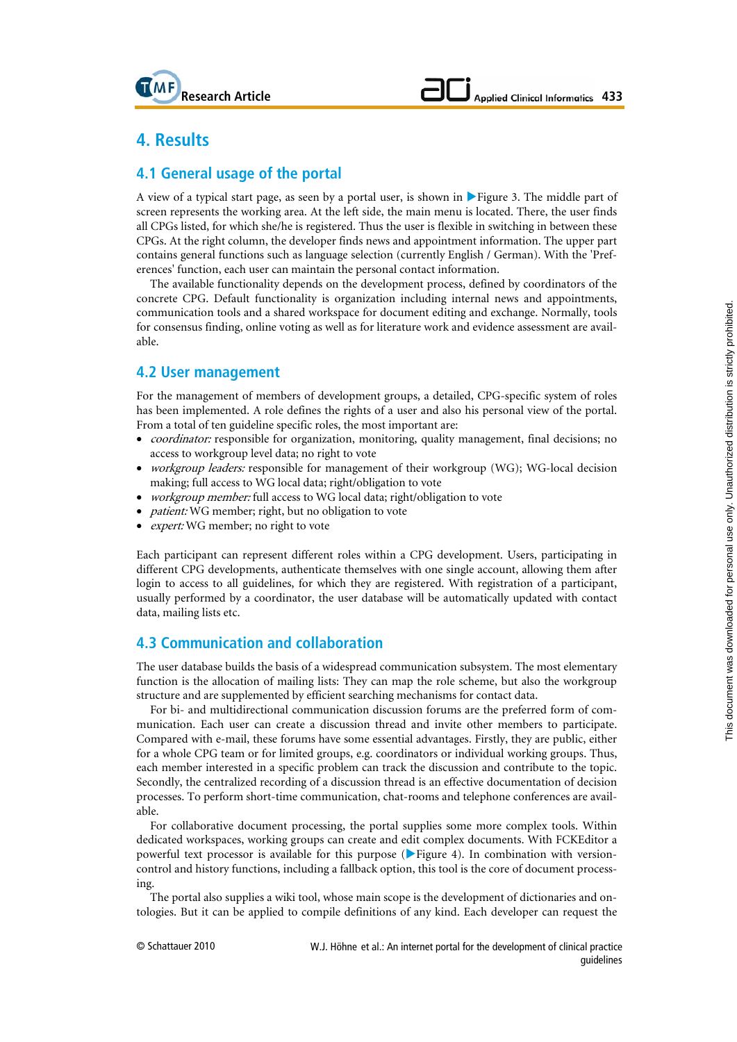# 4. Results

## 4.1 General usage of the portal

A view of a typical start page, as seen by a portal user, is shown in ▶Figure 3. The middle part of screen represents the working area. At the left side, the main menu is located. There, the user finds all CPGs listed, for which she/he is registered. Thus the user is flexible in switching in between these CPGs. At the right column, the developer finds news and appointment information. The upper part contains general functions such as language selection (currently English / German). With the 'Preferences' function, each user can maintain the personal contact information.

The available functionality depends on the development process, defined by coordinators of the concrete CPG. Default functionality is organization including internal news and appointments, communication tools and a shared workspace for document editing and exchange. Normally, tools for consensus finding, online voting as well as for literature work and evidence assessment are available.

## 4.2 User management

For the management of members of development groups, a detailed, CPG-specific system of roles has been implemented. A role defines the rights of a user and also his personal view of the portal. From a total of ten guideline specific roles, the most important are:

- *coordinator:* responsible for organization, monitoring, quality management, final decisions; no access to workgroup level data; no right to vote
- *workgroup leaders:* responsible for management of their workgroup (WG); WG-local decision making; full access to WG local data; right/obligation to vote
- *workgroup member:* full access to WG local data; right/obligation to vote
- *patient:* WG member; right, but no obligation to vote
- *expert:* WG member; no right to vote

Each participant can represent different roles within a CPG development. Users, participating in different CPG developments, authenticate themselves with one single account, allowing them after login to access to all guidelines, for which they are registered. With registration of a participant, usually performed by a coordinator, the user database will be automatically updated with contact data, mailing lists etc.

## 4.3 Communication and collaboration

The user database builds the basis of a widespread communication subsystem. The most elementary function is the allocation of mailing lists: They can map the role scheme, but also the workgroup structure and are supplemented by efficient searching mechanisms for contact data.

For bi- and multidirectional communication discussion forums are the preferred form of communication. Each user can create a discussion thread and invite other members to participate. Compared with e-mail, these forums have some essential advantages. Firstly, they are public, either for a whole CPG team or for limited groups, e.g. coordinators or individual working groups. Thus, each member interested in a specific problem can track the discussion and contribute to the topic. Secondly, the centralized recording of a discussion thread is an effective documentation of decision processes. To perform short-time communication, chat-rooms and telephone conferences are available.

For collaborative document processing, the portal supplies some more complex tools. Within dedicated workspaces, working groups can create and edit complex documents. With FCKEditor a powerful text processor is available for this purpose (▶Figure 4). In combination with version-control and history functions, including a fallback option, this tool is the core of document processing.

The portal also supplies a wiki tool, whose main scope is the development of dictionaries and ontologies. But it can be applied to compile definitions of any kind. Each developer can request the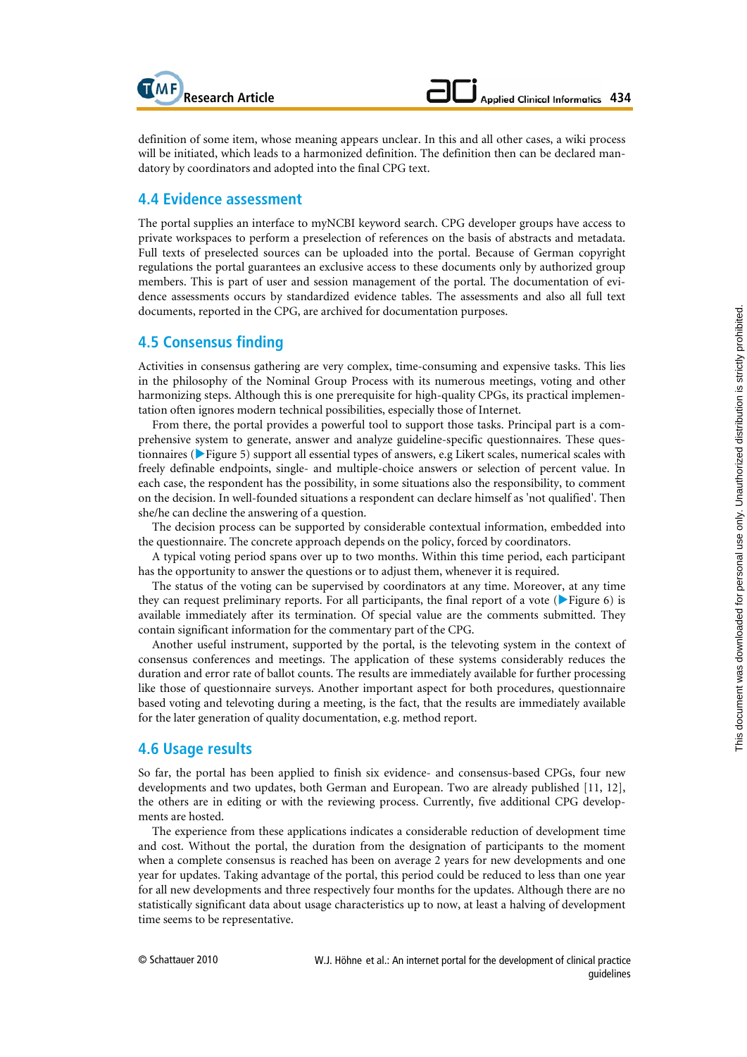definition of some item, whose meaning appears unclear. In this and all other cases, a wiki process will be initiated, which leads to a harmonized definition. The definition then can be declared mandatory by coordinators and adopted into the final CPG text.

## 4.4 Evidence assessment

The portal supplies an interface to myNCBI keyword search. CPG developer groups have access to private workspaces to perform a preselection of references on the basis of abstracts and metadata. Full texts of preselected sources can be uploaded into the portal. Because of German copyright regulations the portal guarantees an exclusive access to these documents only by authorized group members. This is part of user and session management of the portal. The documentation of evidence assessments occurs by standardized evidence tables. The assessments and also all full text documents, reported in the CPG, are archived for documentation purposes.

## 4.5 Consensus finding

Activities in consensus gathering are very complex, time-consuming and expensive tasks. This lies in the philosophy of the Nominal Group Process with its numerous meetings, voting and other harmonizing steps. Although this is one prerequisite for high-quality CPGs, its practical implementation often ignores modern technical possibilities, especially those of Internet.

From there, the portal provides a powerful tool to support those tasks. Principal part is a comprehensive system to generate, answer and analyze guideline-specific questionnaires. These questionnaires (▶Figure 5) support all essential types of answers, e.g Likert scales, numerical scales with freely definable endpoints, single- and multiple-choice answers or selection of percent value. In each case, the respondent has the possibility, in some situations also the responsibility, to comment on the decision. In well-founded situations a respondent can declare himself as 'not qualified'. Then she/he can decline the answering of a question.

The decision process can be supported by considerable contextual information, embedded into the questionnaire. The concrete approach depends on the policy, forced by coordinators.

A typical voting period spans over up to two months. Within this time period, each participant has the opportunity to answer the questions or to adjust them, whenever it is required.

The status of the voting can be supervised by coordinators at any time. Moreover, at any time they can request preliminary reports. For all participants, the final report of a vote (▶Figure 6) is available immediately after its termination. Of special value are the comments submitted. They contain significant information for the commentary part of the CPG.

Another useful instrument, supported by the portal, is the televoting system in the context of consensus conferences and meetings. The application of these systems considerably reduces the duration and error rate of ballot counts. The results are immediately available for further processing like those of questionnaire surveys. Another important aspect for both procedures, questionnaire based voting and televoting during a meeting, is the fact, that the results are immediately available for the later generation of quality documentation, e.g. method report.

## 4.6 Usage results

So far, the portal has been applied to finish six evidence- and consensus-based CPGs, four new developments and two updates, both German and European. Two are already published [11, 12], the others are in editing or with the reviewing process. Currently, five additional CPG developments are hosted.

The experience from these applications indicates a considerable reduction of development time and cost. Without the portal, the duration from the designation of participants to the moment when a complete consensus is reached has been on average 2 years for new developments and one year for updates. Taking advantage of the portal, this period could be reduced to less than one year for all new developments and three respectively four months for the updates. Although there are no statistically significant data about usage characteristics up to now, at least a halving of development time seems to be representative.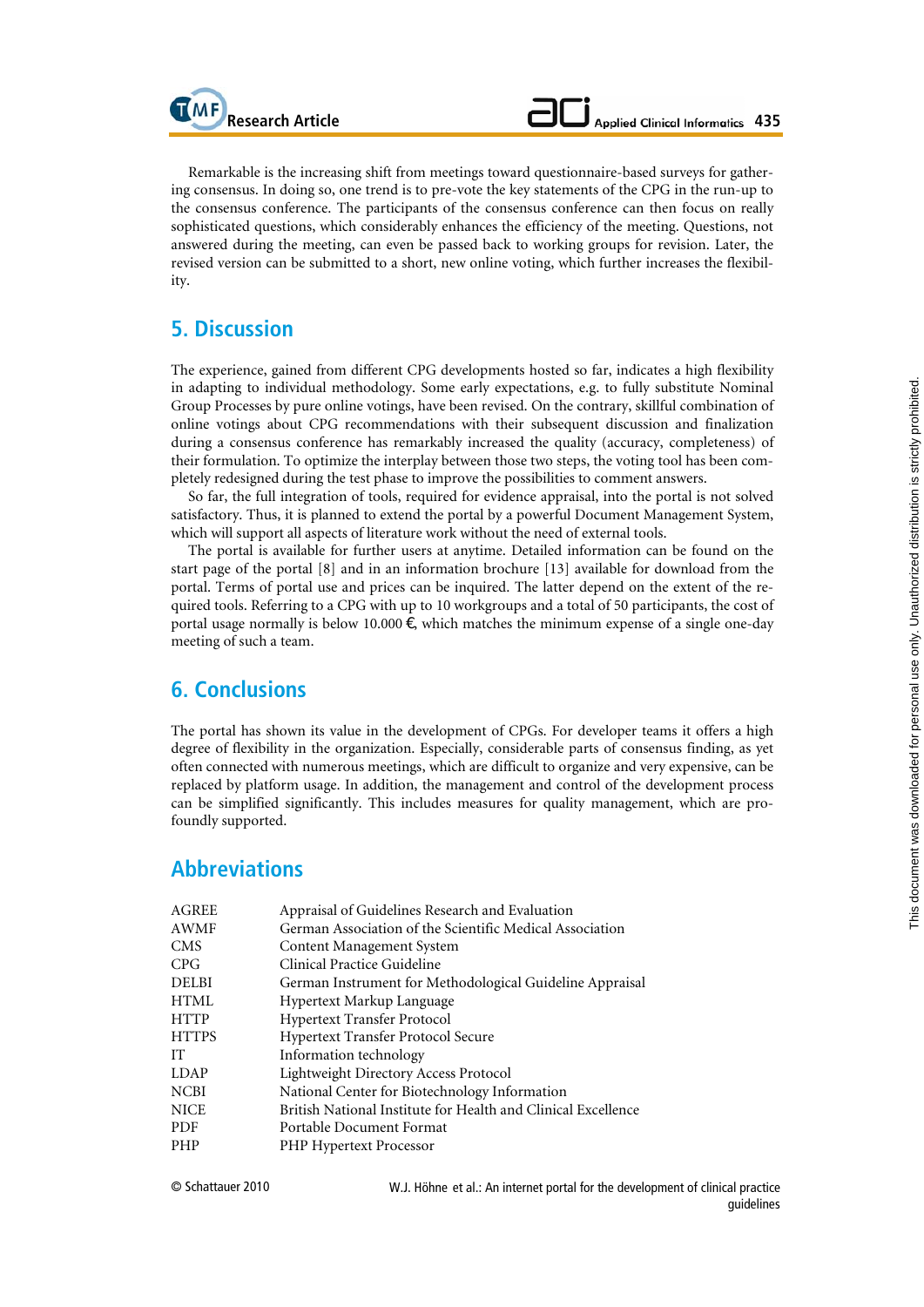Remarkable is the increasing shift from meetings toward questionnaire-based surveys for gathering consensus. In doing so, one trend is to pre-vote the key statements of the CPG in the run-up to the consensus conference. The participants of the consensus conference can then focus on really sophisticated questions, which considerably enhances the efficiency of the meeting. Questions, not answered during the meeting, can even be passed back to working groups for revision. Later, the revised version can be submitted to a short, new online voting, which further increases the flexibility.

## 5. Discussion

The experience, gained from different CPG developments hosted so far, indicates a high flexibility in adapting to individual methodology. Some early expectations, e.g. to fully substitute Nominal Group Processes by pure online votings, have been revised. On the contrary, skillful combination of online votings about CPG recommendations with their subsequent discussion and finalization during a consensus conference has remarkably increased the quality (accuracy, completeness) of their formulation. To optimize the interplay between those two steps, the voting tool has been completely redesigned during the test phase to improve the possibilities to comment answers.

So far, the full integration of tools, required for evidence appraisal, into the portal is not solved satisfactory. Thus, it is planned to extend the portal by a powerful Document Management System, which will support all aspects of literature work without the need of external tools.

The portal is available for further users at anytime. Detailed information can be found on the start page of the portal [8] and in an information brochure [13] available for download from the portal. Terms of portal use and prices can be inquired. The latter depend on the extent of the required tools. Referring to a CPG with up to 10 workgroups and a total of 50 participants, the cost of portal usage normally is below 10.000 €, which matches the minimum expense of a single one-day meeting of such a team.

## 6. Conclusions

The portal has shown its value in the development of CPGs. For developer teams it offers a high degree of flexibility in the organization. Especially, considerable parts of consensus finding, as yet often connected with numerous meetings, which are difficult to organize and very expensive, can be replaced by platform usage. In addition, the management and control of the development process can be simplified significantly. This includes measures for quality management, which are profoundly supported.

## Abbreviations

| | |
|---|---|
| AGREE | Appraisal of Guidelines Research and Evaluation |
| AWMF | German Association of the Scientific Medical Association |
| CMS | Content Management System |
| CPG | Clinical Practice Guideline |
| DELBI | German Instrument for Methodological Guideline Appraisal |
| HTML | Hypertext Markup Language |
| HTTP | Hypertext Transfer Protocol |
| HTTPS | Hypertext Transfer Protocol Secure |
| IT | Information technology |
| LDAP | Lightweight Directory Access Protocol |
| NCBI | National Center for Biotechnology Information |
| NICE | British National Institute for Health and Clinical Excellence |
| PDF | Portable Document Format |
| PHP | PHP Hypertext Processor |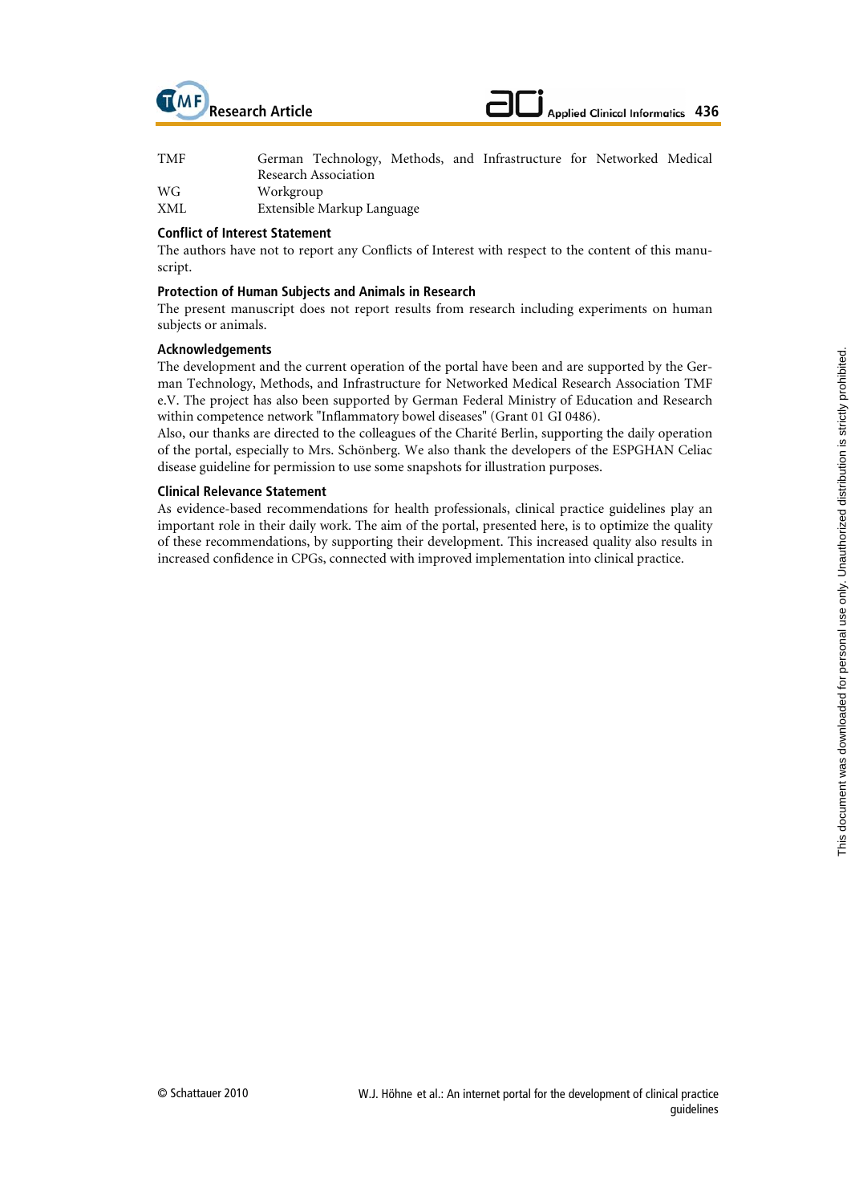| | |
|---|---|
| TMF | German Technology, Methods, and Infrastructure for Networked Medical Research Association |
| WG | Workgroup |
| XML | Extensible Markup Language |

### Conflict of Interest Statement

The authors have not to report any Conflicts of Interest with respect to the content of this manuscript.

### Protection of Human Subjects and Animals in Research

The present manuscript does not report results from research including experiments on human subjects or animals.

### Acknowledgements

The development and the current operation of the portal have been and are supported by the German Technology, Methods, and Infrastructure for Networked Medical Research Association TMF e.V. The project has also been supported by German Federal Ministry of Education and Research within competence network "Inflammatory bowel diseases" (Grant 01 GI 0486).

Also, our thanks are directed to the colleagues of the Charité Berlin, supporting the daily operation of the portal, especially to Mrs. Schönberg. We also thank the developers of the ESPGHAN Celiac disease guideline for permission to use some snapshots for illustration purposes.

### Clinical Relevance Statement

As evidence-based recommendations for health professionals, clinical practice guidelines play an important role in their daily work. The aim of the portal, presented here, is to optimize the quality of these recommendations, by supporting their development. This increased quality also results in increased confidence in CPGs, connected with improved implementation into clinical practice.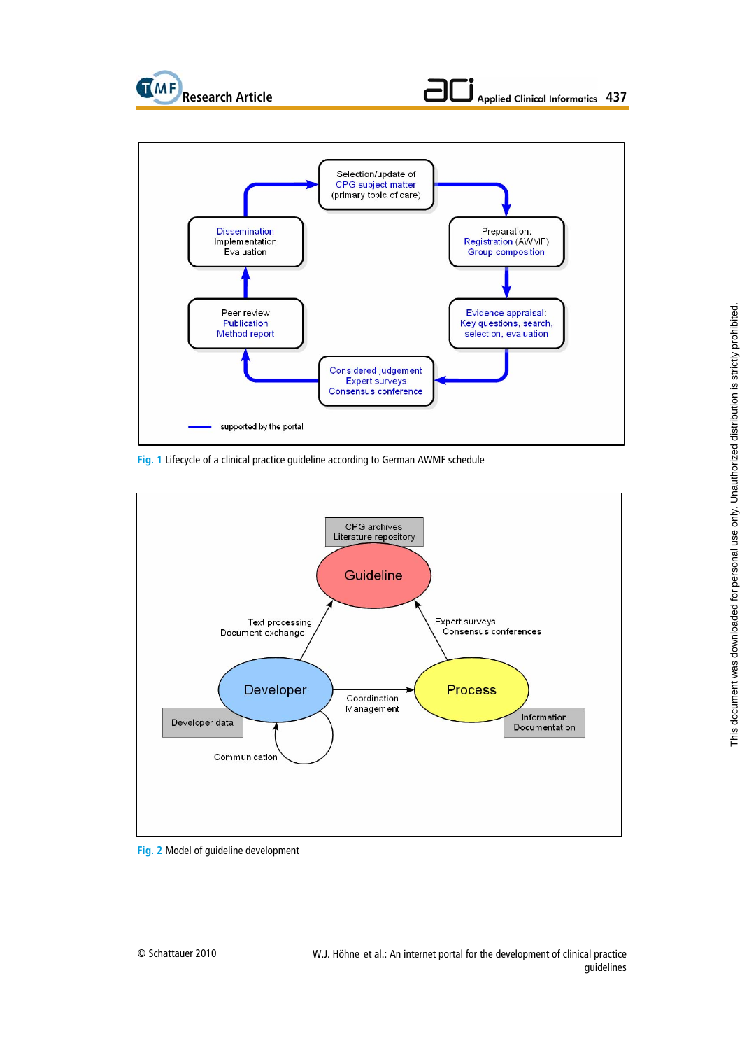Fig. 1 Lifecycle of a clinical practice guideline according to German AWMF schedule

Fig. 2 Model of guideline development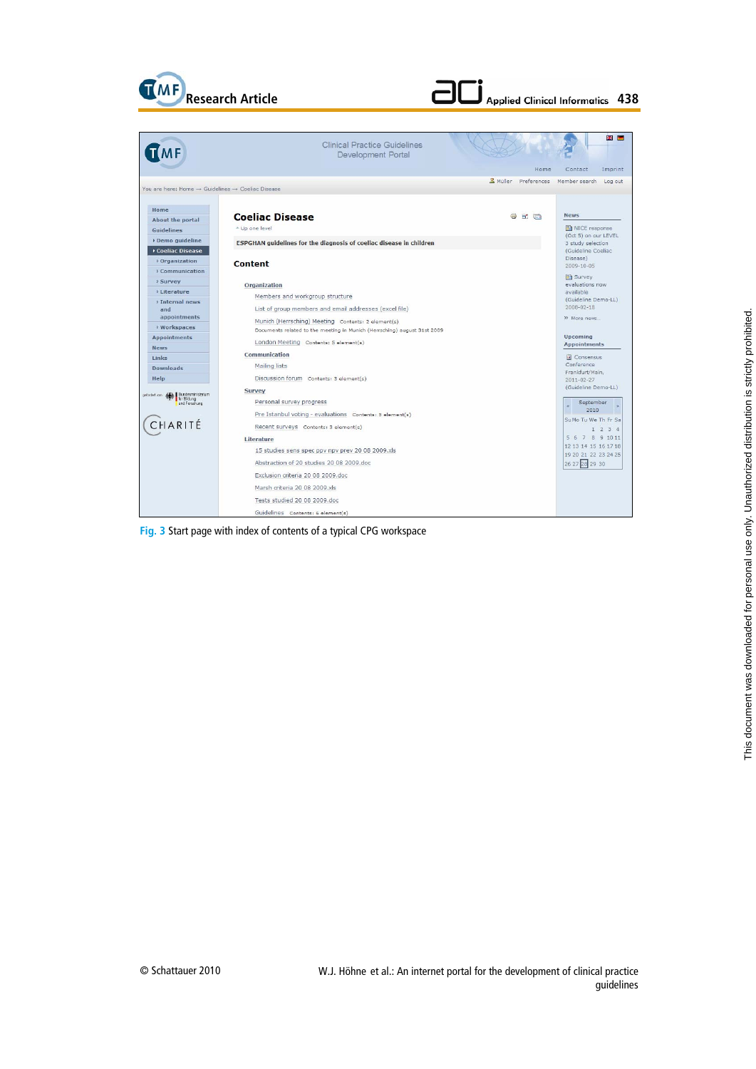Fig. 3 Start page with index of contents of a typical CPG workspace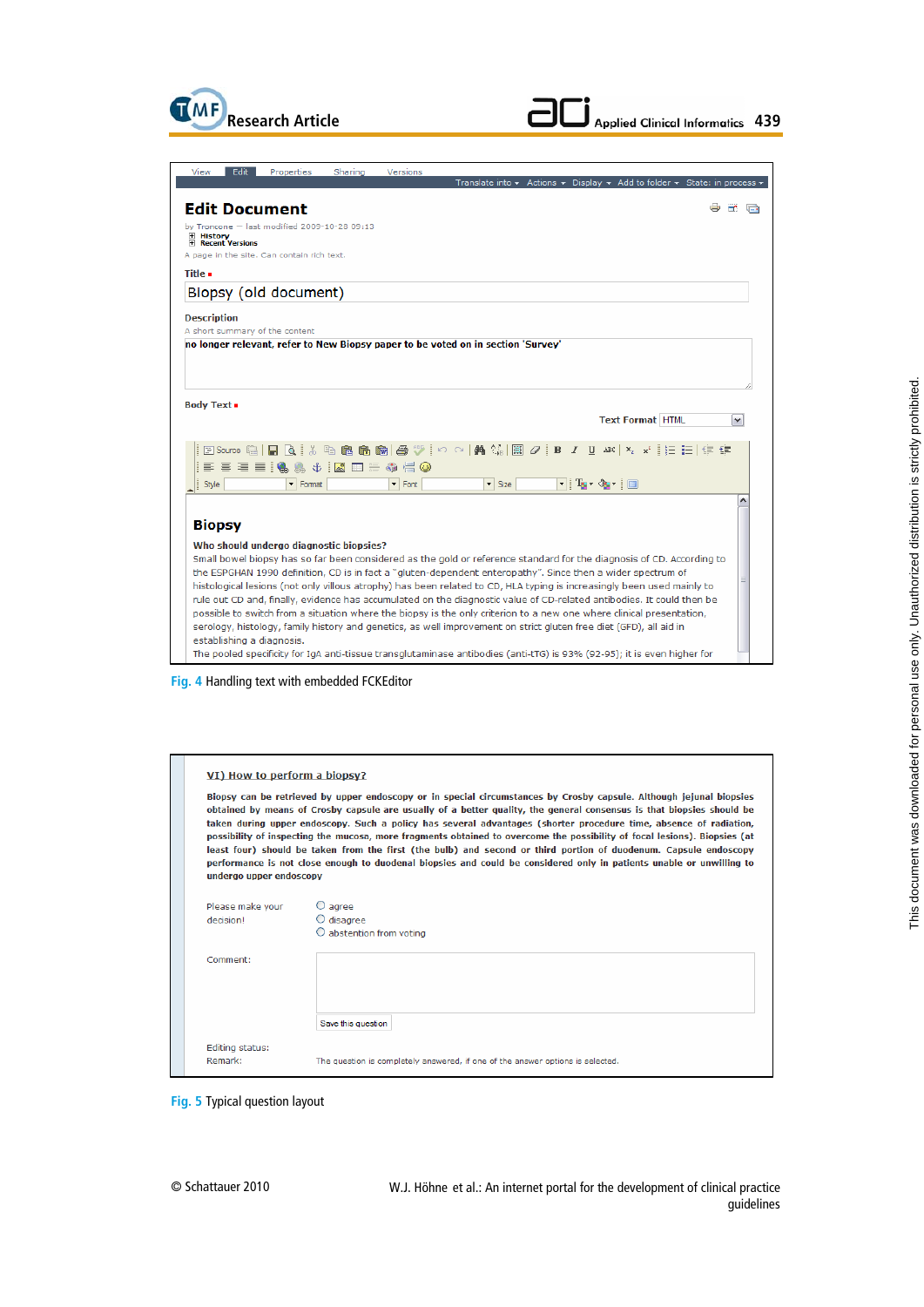View | Edit | Properties | Sharing | Versions

Translate into ▾ Actions ▾ Display ▾ Add to folder ▾ State: in process ▾

**Edit Document**

by Troncone — last modified 2009-10-28 09:13

History

Recent Versions

A page in the site. Can contain rich text.

**Title** ■

Biopsy (old document)

**Description**

A short summary of the content

**no longer relevant, refer to New Biopsy paper to be voted on in section 'Survey'**

**Body Text** ■

**Text Format** HTML

Source | Style | Format | Font | Size

**Biopsy**

**Who should undergo diagnostic biopsies?**

Small bowel biopsy has so far been considered as the gold or reference standard for the diagnosis of CD. According to the ESPGHAN 1990 definition, CD is in fact a "gluten-dependent enteropathy". Since then a wider spectrum of histological lesions (not only villous atrophy) has been related to CD, HLA typing is increasingly been used mainly to rule out CD and, finally, evidence has accumulated on the diagnostic value of CD-related antibodies. It could then be possible to switch from a situation where the biopsy is the only criterion to a new one where clinical presentation, serology, histology, family history and genetics, as well improvement on strict gluten free diet (GFD), all aid in establishing a diagnosis.

The pooled specificity for IgA anti-tissue transglutaminase antibodies (anti-tTG) is 93% (92-95); it is even higher for

Fig. 4 Handling text with embedded FCKEditor

**VI) How to perform a biopsy?**

**Biopsy can be retrieved by upper endoscopy or in special circumstances by Crosby capsule. Although jejunal biopsies obtained by means of Crosby capsule are usually of a better quality, the general consensus is that biopsies should be taken during upper endoscopy. Such a policy has several advantages (shorter procedure time, absence of radiation, possibility of inspecting the mucosa, more fragments obtained to overcome the possibility of focal lesions). Biopsies (at least four) should be taken from the first (the bulb) and second or third portion of duodenum. Capsule endoscopy performance is not close enough to duodenal biopsies and could be considered only in patients unable or unwilling to undergo upper endoscopy**

Please make your decision!

- ○ agree
- ○ disagree
- ○ abstention from voting

Comment:

Save this question

Editing status:

Remark: The question is completely answered, if one of the answer options is selected.

Fig. 5 Typical question layout

© Schattauer 2010

W.J. Höhne et al.: An internet portal for the development of clinical practice guidelines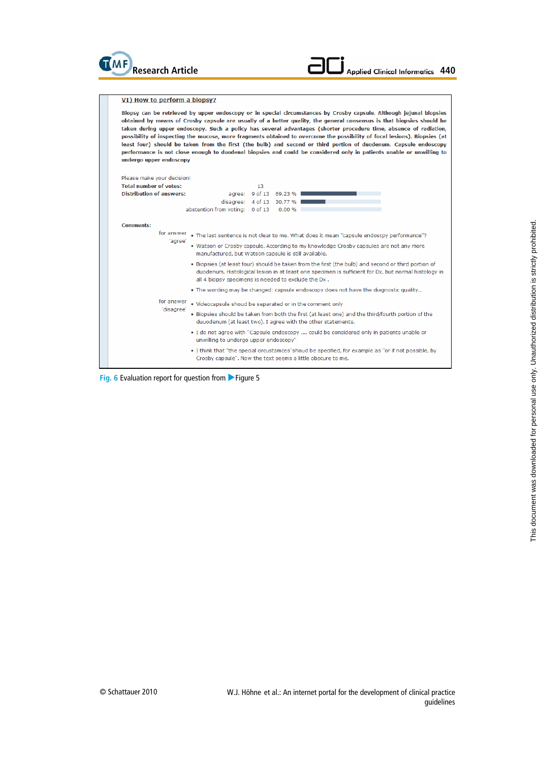**VI) How to perform a biopsy?**

**Biopsy can be retrieved by upper endoscopy or in special circumstances by Crosby capsule. Although jejunal biopsies obtained by means of Crosby capsule are usually of a better quality, the general consensus is that biopsies should be taken during upper endoscopy. Such a policy has several advantages (shorter procedure time, absence of radiation, possibility of inspecting the mucosa, more fragments obtained to overcome the possibility of focal lesions). Biopsies (at least four) should be taken from the first (the bulb) and second or third portion of duodenum. Capsule endoscopy performance is not close enough to duodenal biopsies and could be considered only in patients unable or unwilling to undergo upper endoscopy**

Please make your decision!

**Total number of votes:** 13

**Distribution of answers:**

| | | |
|---|---|---|
| agree: | 9 of 13 | 69.23 % |
| disagree: | 4 of 13 | 30.77 % |
| abstention from voting: | 0 of 13 | 0.00 % |

**Comments:**

for answer 'agree'

- The last sentence is not clear to me. What does it mean "capsule endoscpy performance"?
- Watson or Crosby capsule. According to my knowledge Crosby capsules are not any more manufactured, but Watson capsule is still available.
- Biopsies (at least four) should be taken from the first (the bulb) and second or third portion of duodenum. Histological lesion in at least one specimen is sufficient for Dx, but normal histology in all 4 biopsy specimens is needed to exclude the Dx .
- The wording may be changed: capsule endoscopy does not have the diagnostic quality...

for answer 'disagree'

- Videocapsule shoud be separated or in the comment only
- Biopsies should be taken from both the first (at least one) and the third/fourth portion of the duuodenum (at least two). I agree with the other statements.
- I do not agree with "Capsule endoscopy .... could be considered only in patients unable or unwilling to undergo upper endoscopy"
- I think that "the special circustamces"shoud be specified, for example as "or if not possible, by Crosby capsule". Now the text seems a little obscure to me.

Fig. 6 Evaluation report for question from Figure 5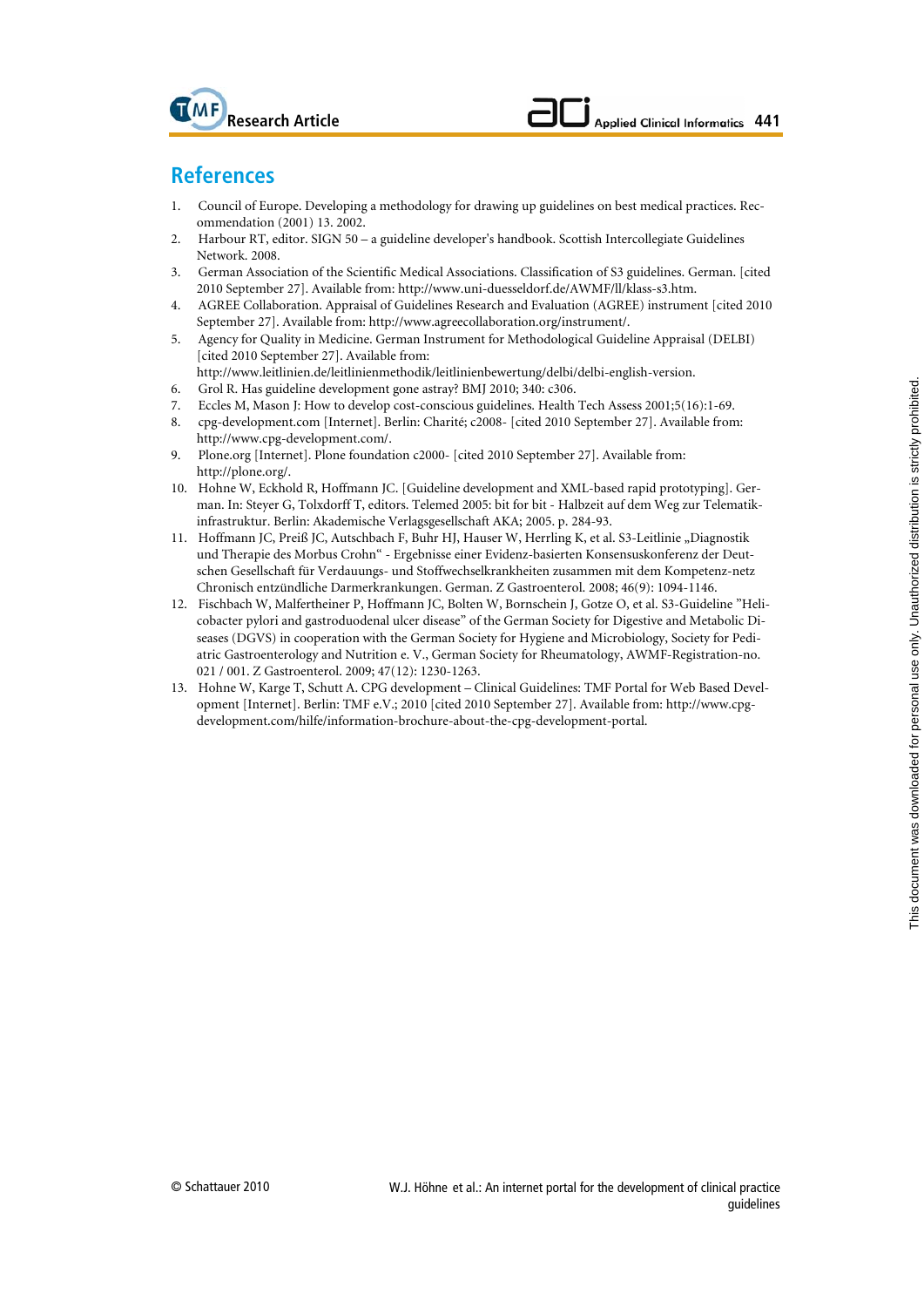## References

1. Council of Europe. Developing a methodology for drawing up guidelines on best medical practices. Recommendation (2001) 13. 2002.
2. Harbour RT, editor. SIGN 50 – a guideline developer's handbook. Scottish Intercollegiate Guidelines Network. 2008.
3. German Association of the Scientific Medical Associations. Classification of S3 guidelines. German. [cited 2010 September 27]. Available from: http://www.uni-duesseldorf.de/AWMF/ll/klass-s3.htm.
4. AGREE Collaboration. Appraisal of Guidelines Research and Evaluation (AGREE) instrument [cited 2010 September 27]. Available from: http://www.agreecollaboration.org/instrument/.
5. Agency for Quality in Medicine. German Instrument for Methodological Guideline Appraisal (DELBI) [cited 2010 September 27]. Available from: http://www.leitlinien.de/leitlinienmethodik/leitlinienbewertung/delbi/delbi-english-version.
6. Grol R. Has guideline development gone astray? BMJ 2010; 340: c306.
7. Eccles M, Mason J: How to develop cost-conscious guidelines. Health Tech Assess 2001;5(16):1-69.
8. cpg-development.com [Internet]. Berlin: Charité; c2008- [cited 2010 September 27]. Available from: http://www.cpg-development.com/.
9. Plone.org [Internet]. Plone foundation c2000- [cited 2010 September 27]. Available from: http://plone.org/.
10. Hohne W, Eckhold R, Hoffmann JC. [Guideline development and XML-based rapid prototyping]. German. In: Steyer G, Tolxdorff T, editors. Telemed 2005: bit for bit - Halbzeit auf dem Weg zur Telematikinfrastruktur. Berlin: Akademische Verlagsgesellschaft AKA; 2005. p. 284-93.
11. Hoffmann JC, Preiß JC, Autschbach F, Buhr HJ, Hauser W, Herrling K, et al. S3-Leitlinie „Diagnostik und Therapie des Morbus Crohn" - Ergebnisse einer Evidenz-basierten Konsensuskonferenz der Deutschen Gesellschaft für Verdauungs- und Stoffwechselkrankheiten zusammen mit dem Kompetenz-netz Chronisch entzündliche Darmerkrankungen. German. Z Gastroenterol. 2008; 46(9): 1094-1146.
12. Fischbach W, Malfertheiner P, Hoffmann JC, Bolten W, Bornschein J, Gotze O, et al. S3-Guideline "Helicobacter pylori and gastroduodenal ulcer disease" of the German Society for Digestive and Metabolic Diseases (DGVS) in cooperation with the German Society for Hygiene and Microbiology, Society for Pediatric Gastroenterology and Nutrition e. V., German Society for Rheumatology, AWMF-Registration-no. 021 / 001. Z Gastroenterol. 2009; 47(12): 1230-1263.
13. Hohne W, Karge T, Schutt A. CPG development – Clinical Guidelines: TMF Portal for Web Based Development [Internet]. Berlin: TMF e.V.; 2010 [cited 2010 September 27]. Available from: http://www.cpg-development.com/hilfe/information-brochure-about-the-cpg-development-portal.